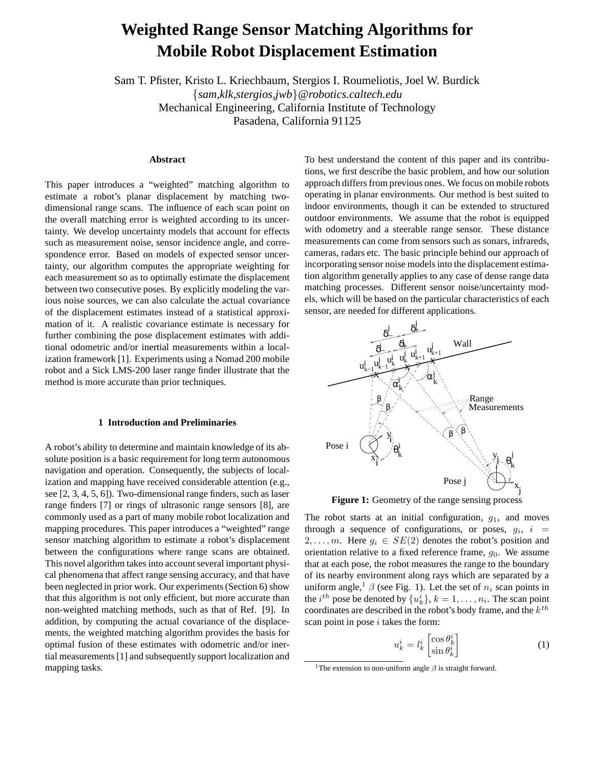# Weighted Range Sensor Matching Algorithms for Mobile Robot Displacement Estimation

Sam T. Pfister, Kristo L. Kriechbaum, Stergios I. Roumeliotis, Joel W. Burdick
{*sam,klk,stergios,jwb*}*@robotics.caltech.edu*
Mechanical Engineering, California Institute of Technology
Pasadena, California 91125

### Abstract

This paper introduces a "weighted" matching algorithm to estimate a robot's planar displacement by matching two-dimensional range scans. The influence of each scan point on the overall matching error is weighted according to its uncertainty. We develop uncertainty models that account for effects such as measurement noise, sensor incidence angle, and correspondence error. Based on models of expected sensor uncertainty, our algorithm computes the appropriate weighting for each measurement so as to optimally estimate the displacement between two consecutive poses. By explicitly modeling the various noise sources, we can also calculate the actual covariance of the displacement estimates instead of a statistical approximation of it. A realistic covariance estimate is necessary for further combining the pose displacement estimates with additional odometric and/or inertial measurements within a localization framework [1]. Experiments using a Nomad 200 mobile robot and a Sick LMS-200 laser range finder illustrate that the method is more accurate than prior techniques.

## 1 Introduction and Preliminaries

A robot's ability to determine and maintain knowledge of its absolute position is a basic requirement for long term autonomous navigation and operation. Consequently, the subjects of localization and mapping have received considerable attention (e.g., see [2, 3, 4, 5, 6]). Two-dimensional range finders, such as laser range finders [7] or rings of ultrasonic range sensors [8], are commonly used as a part of many mobile robot localization and mapping procedures. This paper introduces a "weighted" range sensor matching algorithm to estimate a robot's displacement between the configurations where range scans are obtained. This novel algorithm takes into account several important physical phenomena that affect range sensing accuracy, and that have been neglected in prior work. Our experiments (Section 6) show that this algorithm is not only efficient, but more accurate than non-weighted matching methods, such as that of Ref. [9]. In addition, by computing the actual covariance of the displacements, the weighted matching algorithm provides the basis for optimal fusion of these estimates with odometric and/or inertial measurements [1] and subsequently support localization and mapping tasks.

To best understand the content of this paper and its contributions, we first describe the basic problem, and how our solution approach differs from previous ones. We focus on mobile robots operating in planar environments. Our method is best suited to indoor environments, though it can be extended to structured outdoor environments. We assume that the robot is equipped with odometry and a steerable range sensor. These distance measurements can come from sensors such as sonars, infrareds, cameras, radars etc. The basic principle behind our approach of incorporating sensor noise models into the displacement estimation algorithm generally applies to any case of dense range data matching processes. Different sensor noise/uncertainty models, which will be based on the particular characteristics of each sensor, are needed for different applications.

**Figure 1:** Geometry of the range sensing process

The robot starts at an initial configuration, $g_1$, and moves through a sequence of configurations, or poses, $g_i$, $i = 2, \ldots, m$. Here $g_i \in SE(2)$ denotes the robot's position and orientation relative to a fixed reference frame, $g_0$. We assume that at each pose, the robot measures the range to the boundary of its nearby environment along rays which are separated by a uniform angle,[1] $\beta$ (see Fig. 1). Let the set of $n_i$ scan points in the $i^{th}$ pose be denoted by $\{u_k^i\}$, $k = 1, \ldots, n_i$. The scan point coordinates are described in the robot's body frame, and the $k^{th}$ scan point in pose $i$ takes the form:

$$u_k^i = l_k^i \begin{bmatrix} \cos\theta_k^i \\ \sin\theta_k^i \end{bmatrix} \tag{1}$$

[1] The extension to non-uniform angle $\beta$ is straight forward.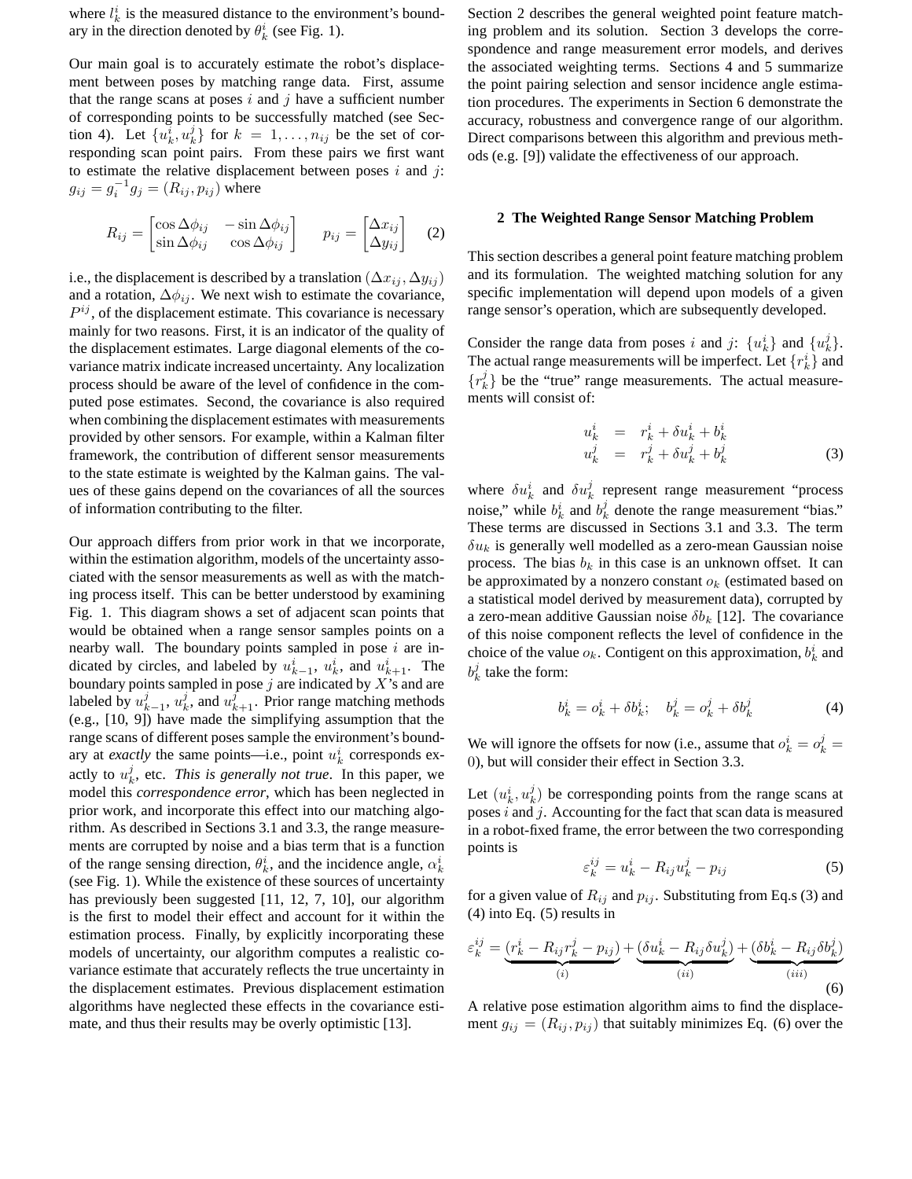where $l_k^i$ is the measured distance to the environment's boundary in the direction denoted by $\theta_k^i$ (see Fig. 1).

Our main goal is to accurately estimate the robot's displacement between poses by matching range data. First, assume that the range scans at poses $i$ and $j$ have a sufficient number of corresponding points to be successfully matched (see Section 4). Let $\{u_k^i, u_k^j\}$ for $k = 1, \ldots, n_{ij}$ be the set of corresponding scan point pairs. From these pairs we first want to estimate the relative displacement between poses $i$ and $j$: $g_{ij} = g_i^{-1} g_j = (R_{ij}, p_{ij})$ where

$$R_{ij} = \begin{bmatrix} \cos \Delta\phi_{ij} & -\sin \Delta\phi_{ij} \\ \sin \Delta\phi_{ij} & \cos \Delta\phi_{ij} \end{bmatrix} \qquad p_{ij} = \begin{bmatrix} \Delta x_{ij} \\ \Delta y_{ij} \end{bmatrix} \tag{2}$$

i.e., the displacement is described by a translation $(\Delta x_{ij}, \Delta y_{ij})$ and a rotation, $\Delta\phi_{ij}$. We next wish to estimate the covariance, $P^{ij}$, of the displacement estimate. This covariance is necessary mainly for two reasons. First, it is an indicator of the quality of the displacement estimates. Large diagonal elements of the covariance matrix indicate increased uncertainty. Any localization process should be aware of the level of confidence in the computed pose estimates. Second, the covariance is also required when combining the displacement estimates with measurements provided by other sensors. For example, within a Kalman filter framework, the contribution of different sensor measurements to the state estimate is weighted by the Kalman gains. The values of these gains depend on the covariances of all the sources of information contributing to the filter.

Our approach differs from prior work in that we incorporate, within the estimation algorithm, models of the uncertainty associated with the sensor measurements as well as with the matching process itself. This can be better understood by examining Fig. 1. This diagram shows a set of adjacent scan points that would be obtained when a range sensor samples points on a nearby wall. The boundary points sampled in pose $i$ are indicated by circles, and labeled by $u_{k-1}^i$, $u_k^i$, and $u_{k+1}^i$. The boundary points sampled in pose $j$ are indicated by $X$'s and are labeled by $u_{k-1}^j$, $u_k^j$, and $u_{k+1}^j$. Prior range matching methods (e.g., [10, 9]) have made the simplifying assumption that the range scans of different poses sample the environment's boundary at *exactly* the same points—i.e., point $u_k^i$ corresponds exactly to $u_k^j$, etc. *This is generally not true*. In this paper, we model this *correspondence error*, which has been neglected in prior work, and incorporate this effect into our matching algorithm. As described in Sections 3.1 and 3.3, the range measurements are corrupted by noise and a bias term that is a function of the range sensing direction, $\theta_k^i$, and the incidence angle, $\alpha_k^i$ (see Fig. 1). While the existence of these sources of uncertainty has previously been suggested [11, 12, 7, 10], our algorithm is the first to model their effect and account for it within the estimation process. Finally, by explicitly incorporating these models of uncertainty, our algorithm computes a realistic covariance estimate that accurately reflects the true uncertainty in the displacement estimates. Previous displacement estimation algorithms have neglected these effects in the covariance estimate, and thus their results may be overly optimistic [13].

Section 2 describes the general weighted point feature matching problem and its solution. Section 3 develops the correspondence and range measurement error models, and derives the associated weighting terms. Sections 4 and 5 summarize the point pairing selection and sensor incidence angle estimation procedures. The experiments in Section 6 demonstrate the accuracy, robustness and convergence range of our algorithm. Direct comparisons between this algorithm and previous methods (e.g. [9]) validate the effectiveness of our approach.

## 2 The Weighted Range Sensor Matching Problem

This section describes a general point feature matching problem and its formulation. The weighted matching solution for any specific implementation will depend upon models of a given range sensor's operation, which are subsequently developed.

Consider the range data from poses $i$ and $j$: $\{u_k^i\}$ and $\{u_k^j\}$. The actual range measurements will be imperfect. Let $\{r_k^i\}$ and $\{r_k^j\}$ be the "true" range measurements. The actual measurements will consist of:

$$\begin{aligned} u_k^i &= r_k^i + \delta u_k^i + b_k^i \\ u_k^j &= r_k^j + \delta u_k^j + b_k^j \end{aligned} \tag{3}$$

where $\delta u_k^i$ and $\delta u_k^j$ represent range measurement "process noise," while $b_k^i$ and $b_k^j$ denote the range measurement "bias." These terms are discussed in Sections 3.1 and 3.3. The term $\delta u_k$ is generally well modelled as a zero-mean Gaussian noise process. The bias $b_k$ in this case is an unknown offset. It can be approximated by a nonzero constant $o_k$ (estimated based on a statistical model derived by measurement data), corrupted by a zero-mean additive Gaussian noise $\delta b_k$ [12]. The covariance of this noise component reflects the level of confidence in the choice of the value $o_k$. Contigent on this approximation, $b_k^i$ and $b_k^j$ take the form:

$$b_k^i = o_k^i + \delta b_k^i; \quad b_k^j = o_k^j + \delta b_k^j \tag{4}$$

We will ignore the offsets for now (i.e., assume that $o_k^i = o_k^j = 0$), but will consider their effect in Section 3.3.

Let $(u_k^i, u_k^j)$ be corresponding points from the range scans at poses $i$ and $j$. Accounting for the fact that scan data is measured in a robot-fixed frame, the error between the two corresponding points is

$$\varepsilon_k^{ij} = u_k^i - R_{ij} u_k^j - p_{ij} \tag{5}$$

for a given value of $R_{ij}$ and $p_{ij}$. Substituting from Eq.s (3) and (4) into Eq. (5) results in

$$\varepsilon_k^{ij} = \underbrace{(r_k^i - R_{ij} r_k^j - p_{ij})}_{(i)} + \underbrace{(\delta u_k^i - R_{ij} \delta u_k^j)}_{(ii)} + \underbrace{(\delta b_k^i - R_{ij} \delta b_k^j)}_{(iii)} \tag{6}$$

A relative pose estimation algorithm aims to find the displacement $g_{ij} = (R_{ij}, p_{ij})$ that suitably minimizes Eq. (6) over the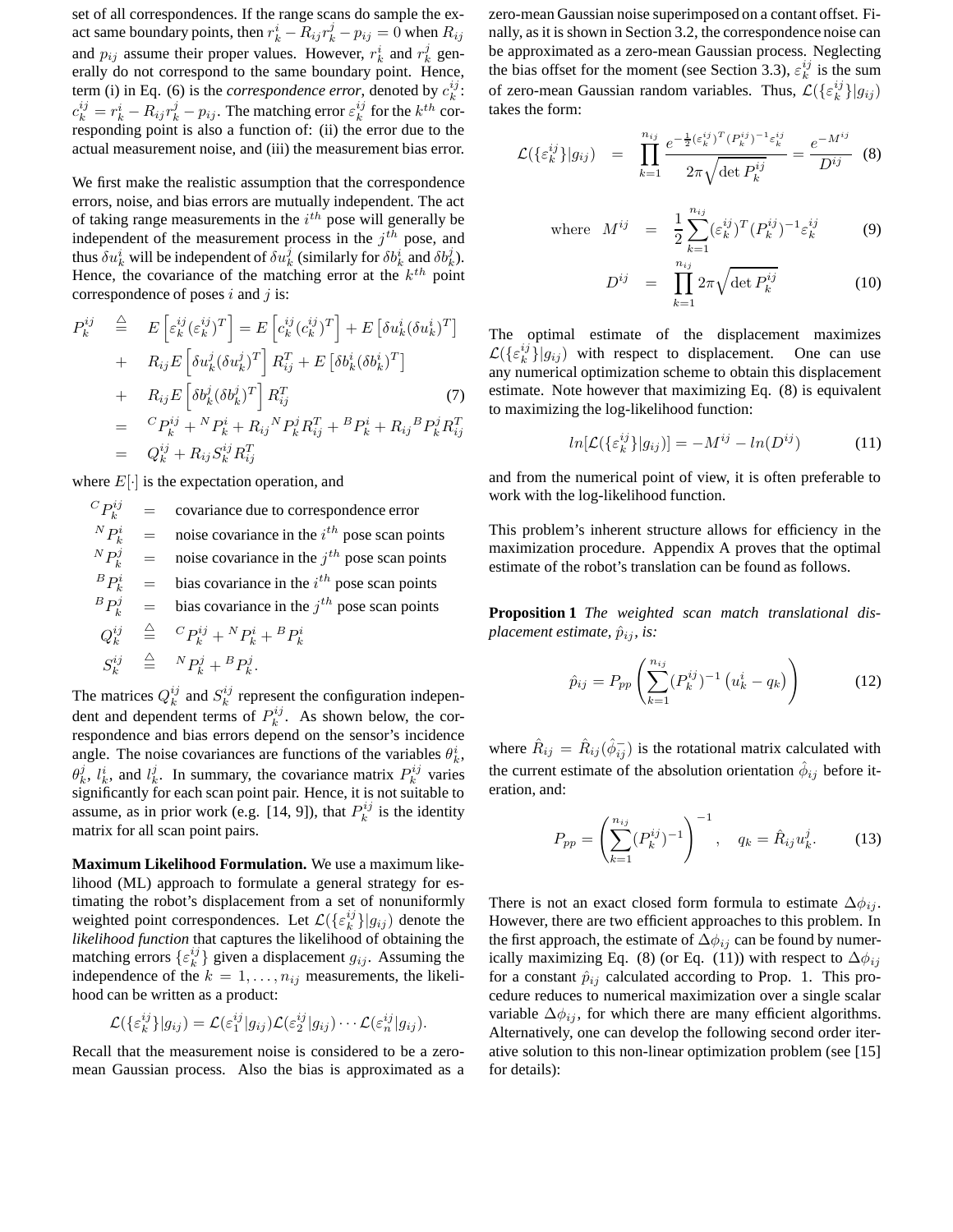set of all correspondences. If the range scans do sample the exact same boundary points, then $r_k^i - R_{ij} r_k^j - p_{ij} = 0$ when $R_{ij}$ and $p_{ij}$ assume their proper values. However, $r_k^i$ and $r_k^j$ generally do not correspond to the same boundary point. Hence, term (i) in Eq. (6) is the *correspondence error*, denoted by $c_k^{ij}$: $c_k^{ij} = r_k^i - R_{ij} r_k^j - p_{ij}$. The matching error $\varepsilon_k^{ij}$ for the $k^{th}$ corresponding point is also a function of: (ii) the error due to the actual measurement noise, and (iii) the measurement bias error.

We first make the realistic assumption that the correspondence errors, noise, and bias errors are mutually independent. The act of taking range measurements in the $i^{th}$ pose will generally be independent of the measurement process in the $j^{th}$ pose, and thus $\delta u_k^i$ will be independent of $\delta u_k^j$ (similarly for $\delta b_k^i$ and $\delta b_k^j$). Hence, the covariance of the matching error at the $k^{th}$ point correspondence of poses $i$ and $j$ is:

$$
\begin{aligned}
P_k^{ij} &\triangleq E\left[\varepsilon_k^{ij}(\varepsilon_k^{ij})^T\right] = E\left[c_k^{ij}(c_k^{ij})^T\right] + E\left[\delta u_k^i(\delta u_k^i)^T\right] \\
&+ R_{ij} E\left[\delta u_k^j(\delta u_k^j)^T\right] R_{ij}^T + E\left[\delta b_k^i(\delta b_k^i)^T\right] \\
&+ R_{ij} E\left[\delta b_k^j(\delta b_k^j)^T\right] R_{ij}^T \qquad (7)\\
&= {}^C P_k^{ij} + {}^N P_k^i + R_{ij}\, {}^N P_k^j R_{ij}^T + {}^B P_k^i + R_{ij}\, {}^B P_k^j R_{ij}^T \\
&= Q_k^{ij} + R_{ij} S_k^{ij} R_{ij}^T
\end{aligned}
$$

where $E[\cdot]$ is the expectation operation, and

$$
\begin{aligned}
{}^C P_k^{ij} &= \text{covariance due to correspondence error} \\
{}^N P_k^i &= \text{noise covariance in the } i^{th} \text{ pose scan points} \\
{}^N P_k^j &= \text{noise covariance in the } j^{th} \text{ pose scan points} \\
{}^B P_k^i &= \text{bias covariance in the } i^{th} \text{ pose scan points} \\
{}^B P_k^j &= \text{bias covariance in the } j^{th} \text{ pose scan points} \\
Q_k^{ij} &\triangleq {}^C P_k^{ij} + {}^N P_k^i + {}^B P_k^i \\
S_k^{ij} &\triangleq {}^N P_k^j + {}^B P_k^j.
\end{aligned}
$$

The matrices $Q_k^{ij}$ and $S_k^{ij}$ represent the configuration independent and dependent terms of $P_k^{ij}$. As shown below, the correspondence and bias errors depend on the sensor's incidence angle. The noise covariances are functions of the variables $\theta_k^i$, $\theta_k^j$, $l_k^i$, and $l_k^j$. In summary, the covariance matrix $P_k^{ij}$ varies significantly for each scan point pair. Hence, it is not suitable to assume, as in prior work (e.g. [14, 9]), that $P_k^{ij}$ is the identity matrix for all scan point pairs.

**Maximum Likelihood Formulation.** We use a maximum likelihood (ML) approach to formulate a general strategy for estimating the robot's displacement from a set of nonuniformly weighted point correspondences. Let $\mathcal{L}(\{\varepsilon_k^{ij}\}|g_{ij})$ denote the *likelihood function* that captures the likelihood of obtaining the matching errors $\{\varepsilon_k^{ij}\}$ given a displacement $g_{ij}$. Assuming the independence of the $k = 1, \ldots, n_{ij}$ measurements, the likelihood can be written as a product:

$$\mathcal{L}(\{\varepsilon_k^{ij}\}|g_{ij}) = \mathcal{L}(\varepsilon_1^{ij}|g_{ij})\mathcal{L}(\varepsilon_2^{ij}|g_{ij})\cdots\mathcal{L}(\varepsilon_n^{ij}|g_{ij}).$$

Recall that the measurement noise is considered to be a zero-mean Gaussian process. Also the bias is approximated as a zero-mean Gaussian noise superimposed on a contant offset. Finally, as it is shown in Section 3.2, the correspondence noise can be approximated as a zero-mean Gaussian process. Neglecting the bias offset for the moment (see Section 3.3), $\varepsilon_k^{ij}$ is the sum of zero-mean Gaussian random variables. Thus, $\mathcal{L}(\{\varepsilon_k^{ij}\}|g_{ij})$ takes the form:

$$\mathcal{L}(\{\varepsilon_k^{ij}\}|g_{ij}) = \prod_{k=1}^{n_{ij}} \frac{e^{-\frac{1}{2}(\varepsilon_k^{ij})^T (P_k^{ij})^{-1}\varepsilon_k^{ij}}}{2\pi\sqrt{\det P_k^{ij}}} = \frac{e^{-M^{ij}}}{D^{ij}} \quad (8)$$

$$\text{where} \quad M^{ij} = \frac{1}{2}\sum_{k=1}^{n_{ij}} (\varepsilon_k^{ij})^T (P_k^{ij})^{-1} \varepsilon_k^{ij} \quad (9)$$

$$D^{ij} = \prod_{k=1}^{n_{ij}} 2\pi\sqrt{\det P_k^{ij}} \quad (10)$$

The optimal estimate of the displacement maximizes $\mathcal{L}(\{\varepsilon_k^{ij}\}|g_{ij})$ with respect to displacement. One can use any numerical optimization scheme to obtain this displacement estimate. Note however that maximizing Eq. (8) is equivalent to maximizing the log-likelihood function:

$$ln[\mathcal{L}(\{\varepsilon_k^{ij}\}|g_{ij})] = -M^{ij} - ln(D^{ij}) \quad (11)$$

and from the numerical point of view, it is often preferable to work with the log-likelihood function.

This problem's inherent structure allows for efficiency in the maximization procedure. Appendix A proves that the optimal estimate of the robot's translation can be found as follows.

**Proposition 1** *The weighted scan match translational displacement estimate, $\hat{p}_{ij}$, is:*

$$\hat{p}_{ij} = P_{pp}\left(\sum_{k=1}^{n_{ij}} (P_k^{ij})^{-1}\left(u_k^i - q_k\right)\right) \quad (12)$$

where $\hat{R}_{ij} = \hat{R}_{ij}(\hat{\phi}_{ij}^-)$ is the rotational matrix calculated with the current estimate of the absolution orientation $\hat{\phi}_{ij}$ before iteration, and:

$$P_{pp} = \left(\sum_{k=1}^{n_{ij}} (P_k^{ij})^{-1}\right)^{-1}, \quad q_k = \hat{R}_{ij} u_k^j. \quad (13)$$

There is not an exact closed form formula to estimate $\Delta\phi_{ij}$. However, there are two efficient approaches to this problem. In the first approach, the estimate of $\Delta\phi_{ij}$ can be found by numerically maximizing Eq. (8) (or Eq. (11)) with respect to $\Delta\phi_{ij}$ for a constant $\hat{p}_{ij}$ calculated according to Prop. 1. This procedure reduces to numerical maximization over a single scalar variable $\Delta\phi_{ij}$, for which there are many efficient algorithms. Alternatively, one can develop the following second order iterative solution to this non-linear optimization problem (see [15] for details):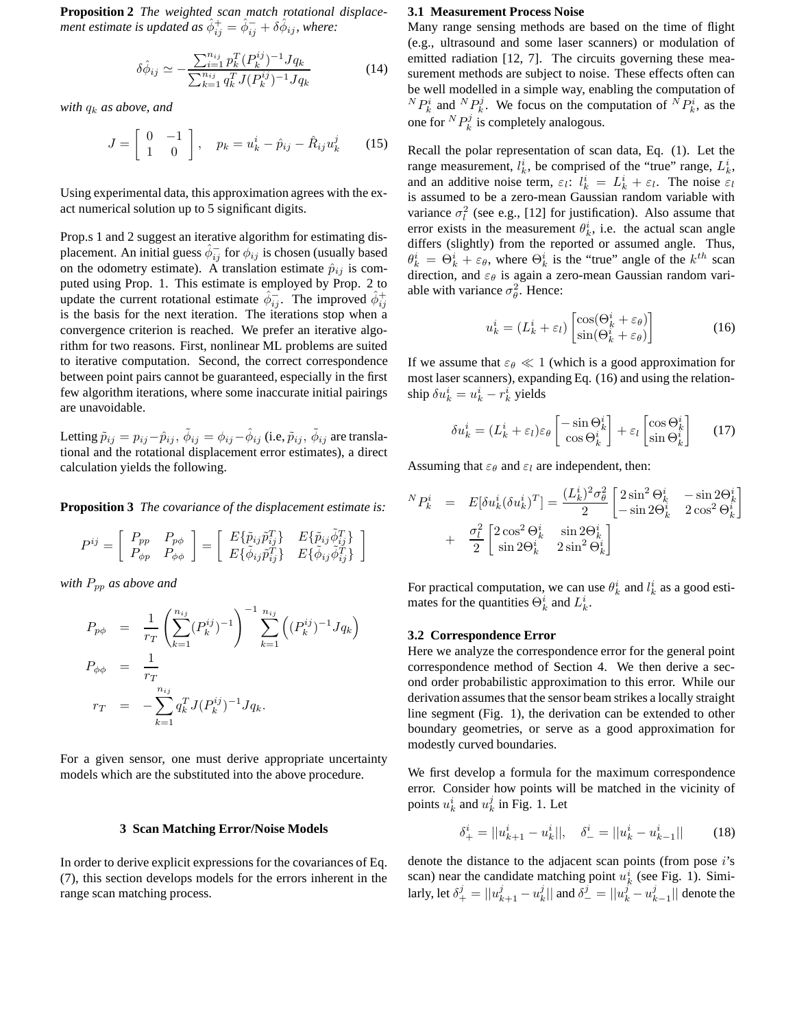**Proposition 2** *The weighted scan match rotational displacement estimate is updated as $\hat{\phi}^+_{ij} = \hat{\phi}^-_{ij} + \delta\hat{\phi}_{ij}$, where:*

$$\delta\hat{\phi}_{ij} \simeq -\frac{\sum_{i=1}^{n_{ij}} p_k^T (P_k^{ij})^{-1} J q_k}{\sum_{k=1}^{n_{ij}} q_k^T J (P_k^{ij})^{-1} J q_k} \tag{14}$$

*with $q_k$ as above, and*

$$J = \begin{bmatrix} 0 & -1 \\ 1 & 0 \end{bmatrix}, \quad p_k = u_k^i - \hat{p}_{ij} - \hat{R}_{ij} u_k^j \tag{15}$$

Using experimental data, this approximation agrees with the exact numerical solution up to 5 significant digits.

Prop.s 1 and 2 suggest an iterative algorithm for estimating displacement. An initial guess $\hat{\phi}^-_{ij}$ for $\phi_{ij}$ is chosen (usually based on the odometry estimate). A translation estimate $\hat{p}_{ij}$ is computed using Prop. 1. This estimate is employed by Prop. 2 to update the current rotational estimate $\hat{\phi}^-_{ij}$. The improved $\hat{\phi}^+_{ij}$ is the basis for the next iteration. The iterations stop when a convergence criterion is reached. We prefer an iterative algorithm for two reasons. First, nonlinear ML problems are suited to iterative computation. Second, the correct correspondence between point pairs cannot be guaranteed, especially in the first few algorithm iterations, where some inaccurate initial pairings are unavoidable.

Letting $\tilde{p}_{ij} = p_{ij} - \hat{p}_{ij}$, $\tilde{\phi}_{ij} = \phi_{ij} - \hat{\phi}_{ij}$ (i.e, $\tilde{p}_{ij}$, $\tilde{\phi}_{ij}$ are translational and the rotational displacement error estimates), a direct calculation yields the following.

**Proposition 3** *The covariance of the displacement estimate is:*

$$P^{ij} = \begin{bmatrix} P_{pp} & P_{p\phi} \\ P_{\phi p} & P_{\phi\phi} \end{bmatrix} = \begin{bmatrix} E\{\tilde{p}_{ij}\tilde{p}_{ij}^T\} & E\{\tilde{p}_{ij}\tilde{\phi}_{ij}^T\} \\ E\{\tilde{\phi}_{ij}\tilde{p}_{ij}^T\} & E\{\tilde{\phi}_{ij}\tilde{\phi}_{ij}^T\} \end{bmatrix}$$

*with $P_{pp}$ as above and*

$$\begin{aligned} P_{p\phi} &= \frac{1}{r_T}\left(\sum_{k=1}^{n_{ij}} (P_k^{ij})^{-1}\right)^{-1} \sum_{k=1}^{n_{ij}} \left((P_k^{ij})^{-1} J q_k\right) \\ P_{\phi\phi} &= \frac{1}{r_T} \\ r_T &= -\sum_{k=1}^{n_{ij}} q_k^T J (P_k^{ij})^{-1} J q_k. \end{aligned}$$

For a given sensor, one must derive appropriate uncertainty models which are the substituted into the above procedure.

## 3 Scan Matching Error/Noise Models

In order to derive explicit expressions for the covariances of Eq. (7), this section develops models for the errors inherent in the range scan matching process.

### 3.1 Measurement Process Noise

Many range sensing methods are based on the time of flight (e.g., ultrasound and some laser scanners) or modulation of emitted radiation [12, 7]. The circuits governing these measurement methods are subject to noise. These effects often can be well modelled in a simple way, enabling the computation of ${}^N P_k^i$ and ${}^N P_k^j$. We focus on the computation of ${}^N P_k^i$, as the one for ${}^N P_k^j$ is completely analogous.

Recall the polar representation of scan data, Eq. (1). Let the range measurement, $l_k^i$, be comprised of the "true" range, $L_k^i$, and an additive noise term, $\varepsilon_l$: $l_k^i = L_k^i + \varepsilon_l$. The noise $\varepsilon_l$ is assumed to be a zero-mean Gaussian random variable with variance $\sigma_l^2$ (see e.g., [12] for justification). Also assume that error exists in the measurement $\theta_k^i$, i.e. the actual scan angle differs (slightly) from the reported or assumed angle. Thus, $\theta_k^i = \Theta_k^i + \varepsilon_\theta$, where $\Theta_k^i$ is the "true" angle of the $k^{th}$ scan direction, and $\varepsilon_\theta$ is again a zero-mean Gaussian random variable with variance $\sigma_\theta^2$. Hence:

$$u_k^i = (L_k^i + \varepsilon_l)\begin{bmatrix} \cos(\Theta_k^i + \varepsilon_\theta) \\ \sin(\Theta_k^i + \varepsilon_\theta) \end{bmatrix} \tag{16}$$

If we assume that $\varepsilon_\theta \ll 1$ (which is a good approximation for most laser scanners), expanding Eq. (16) and using the relationship $\delta u_k^i = u_k^i - r_k^i$ yields

$$\delta u_k^i = (L_k^i + \varepsilon_l)\varepsilon_\theta \begin{bmatrix} -\sin\Theta_k^i \\ \cos\Theta_k^i \end{bmatrix} + \varepsilon_l \begin{bmatrix} \cos\Theta_k^i \\ \sin\Theta_k^i \end{bmatrix} \tag{17}$$

Assuming that $\varepsilon_\theta$ and $\varepsilon_l$ are independent, then:

$$\begin{aligned} {}^N P_k^i &= E[\delta u_k^i (\delta u_k^i)^T] = \frac{(L_k^i)^2 \sigma_\theta^2}{2}\begin{bmatrix} 2\sin^2\Theta_k^i & -\sin 2\Theta_k^i \\ -\sin 2\Theta_k^i & 2\cos^2\Theta_k^i \end{bmatrix} \\ &+ \frac{\sigma_l^2}{2}\begin{bmatrix} 2\cos^2\Theta_k^i & \sin 2\Theta_k^i \\ \sin 2\Theta_k^i & 2\sin^2\Theta_k^i \end{bmatrix} \end{aligned}$$

For practical computation, we can use $\theta_k^i$ and $l_k^i$ as a good estimates for the quantities $\Theta_k^i$ and $L_k^i$.

### 3.2 Correspondence Error

Here we analyze the correspondence error for the general point correspondence method of Section 4. We then derive a second order probabilistic approximation to this error. While our derivation assumes that the sensor beam strikes a locally straight line segment (Fig. 1), the derivation can be extended to other boundary geometries, or serve as a good approximation for modestly curved boundaries.

We first develop a formula for the maximum correspondence error. Consider how points will be matched in the vicinity of points $u_k^i$ and $u_k^j$ in Fig. 1. Let

$$\delta_+^i = ||u_{k+1}^i - u_k^i||, \quad \delta_-^i = ||u_k^i - u_{k-1}^i|| \tag{18}$$

denote the distance to the adjacent scan points (from pose $i$'s scan) near the candidate matching point $u_k^i$ (see Fig. 1). Similarly, let $\delta_+^j = ||u_{k+1}^j - u_k^j||$ and $\delta_-^j = ||u_k^j - u_{k-1}^j||$ denote the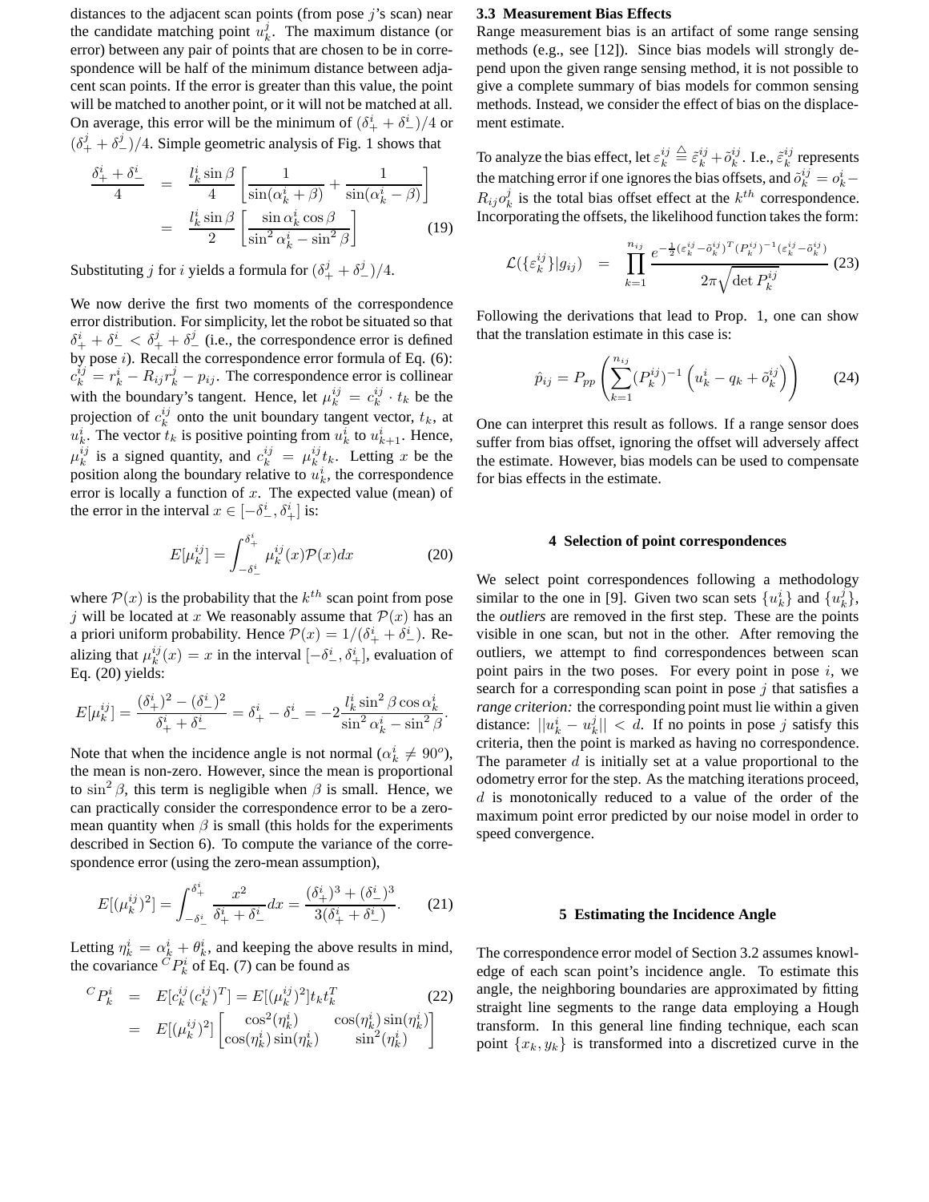distances to the adjacent scan points (from pose $j$'s scan) near the candidate matching point $u_k^j$. The maximum distance (or error) between any pair of points that are chosen to be in correspondence will be half of the minimum distance between adjacent scan points. If the error is greater than this value, the point will be matched to another point, or it will not be matched at all. On average, this error will be the minimum of $(\delta_+^i + \delta_-^i)/4$ or $(\delta_+^j + \delta_-^j)/4$. Simple geometric analysis of Fig. 1 shows that

$$\begin{aligned} \frac{\delta_+^i + \delta_-^i}{4} &= \frac{l_k^i \sin\beta}{4}\left[\frac{1}{\sin(\alpha_k^i + \beta)} + \frac{1}{\sin(\alpha_k^i - \beta)}\right] \\ &= \frac{l_k^i \sin\beta}{2}\left[\frac{\sin\alpha_k^i \cos\beta}{\sin^2\alpha_k^i - \sin^2\beta}\right] \end{aligned} \tag{19}$$

Substituting $j$ for $i$ yields a formula for $(\delta_+^j + \delta_-^j)/4$.

We now derive the first two moments of the correspondence error distribution. For simplicity, let the robot be situated so that $\delta_+^i + \delta_-^i < \delta_+^j + \delta_-^j$ (i.e., the correspondence error is defined by pose $i$). Recall the correspondence error formula of Eq. (6): $c_k^{ij} = r_k^i - R_{ij} r_k^j - p_{ij}$. The correspondence error is collinear with the boundary's tangent. Hence, let $\mu_k^{ij} = c_k^{ij} \cdot t_k$ be the projection of $c_k^{ij}$ onto the unit boundary tangent vector, $t_k$, at $u_k^i$. The vector $t_k$ is positive pointing from $u_k^i$ to $u_{k+1}^i$. Hence, $\mu_k^{ij}$ is a signed quantity, and $c_k^{ij} = \mu_k^{ij} t_k$. Letting $x$ be the position along the boundary relative to $u_k^i$, the correspondence error is locally a function of $x$. The expected value (mean) of the error in the interval $x \in [-\delta_-^i, \delta_+^i]$ is:

$$E[\mu_k^{ij}] = \int_{-\delta_-^i}^{\delta_+^i} \mu_k^{ij}(x)\mathcal{P}(x)dx \tag{20}$$

where $\mathcal{P}(x)$ is the probability that the $k^{th}$ scan point from pose $j$ will be located at $x$ We reasonably assume that $\mathcal{P}(x)$ has an a priori uniform probability. Hence $\mathcal{P}(x) = 1/(\delta_+^i + \delta_-^i)$. Realizing that $\mu_k^{ij}(x) = x$ in the interval $[-\delta_-^i, \delta_+^i]$, evaluation of Eq. (20) yields:

$$E[\mu_k^{ij}] = \frac{(\delta_+^i)^2 - (\delta_-^i)^2}{\delta_+^i + \delta_-^i} = \delta_+^i - \delta_-^i = -2\frac{l_k^i \sin^2\beta \cos\alpha_k^i}{\sin^2\alpha_k^i - \sin^2\beta}.$$

Note that when the incidence angle is not normal ($\alpha_k^i \neq 90^o$), the mean is non-zero. However, since the mean is proportional to $\sin^2\beta$, this term is negligible when $\beta$ is small. Hence, we can practically consider the correspondence error to be a zero-mean quantity when $\beta$ is small (this holds for the experiments described in Section 6). To compute the variance of the correspondence error (using the zero-mean assumption),

$$E[(\mu_k^{ij})^2] = \int_{-\delta_-^i}^{\delta_+^i} \frac{x^2}{\delta_+^i + \delta_-^i}dx = \frac{(\delta_+^i)^3 + (\delta_-^i)^3}{3(\delta_+^i + \delta_-^i)}. \tag{21}$$

Letting $\eta_k^i = \alpha_k^i + \theta_k^i$, and keeping the above results in mind, the covariance ${}^C P_k^i$ of Eq. (7) can be found as

$$\begin{aligned} {}^C P_k^i &= E[c_k^{ij}(c_k^{ij})^T] = E[(\mu_k^{ij})^2] t_k t_k^T \\ &= E[(\mu_k^{ij})^2]\begin{bmatrix} \cos^2(\eta_k^i) & \cos(\eta_k^i)\sin(\eta_k^i) \\ \cos(\eta_k^i)\sin(\eta_k^i) & \sin^2(\eta_k^i) \end{bmatrix} \end{aligned} \tag{22}$$

### 3.3 Measurement Bias Effects

Range measurement bias is an artifact of some range sensing methods (e.g., see [12]). Since bias models will strongly depend upon the given range sensing method, it is not possible to give a complete summary of bias models for common sensing methods. Instead, we consider the effect of bias on the displacement estimate.

To analyze the bias effect, let $\varepsilon_k^{ij} \triangleq \tilde{\varepsilon}_k^{ij} + \tilde{o}_k^{ij}$. I.e., $\tilde{\varepsilon}_k^{ij}$ represents the matching error if one ignores the bias offsets, and $\tilde{o}_k^{ij} = o_k^i - R_{ij} o_k^j$ is the total bias offset effect at the $k^{th}$ correspondence. Incorporating the offsets, the likelihood function takes the form:

$$\mathcal{L}(\{\varepsilon_k^{ij}\}|g_{ij}) = \prod_{k=1}^{n_{ij}} \frac{e^{-\frac{1}{2}(\varepsilon_k^{ij} - \tilde{o}_k^{ij})^T (P_k^{ij})^{-1} (\varepsilon_k^{ij} - \tilde{o}_k^{ij})}}{2\pi\sqrt{\det P_k^{ij}}} \tag{23}$$

Following the derivations that lead to Prop. 1, one can show that the translation estimate in this case is:

$$\hat{p}_{ij} = P_{pp}\left(\sum_{k=1}^{n_{ij}} (P_k^{ij})^{-1}\left(u_k^i - q_k + \tilde{o}_k^{ij}\right)\right) \tag{24}$$

One can interpret this result as follows. If a range sensor does suffer from bias offset, ignoring the offset will adversely affect the estimate. However, bias models can be used to compensate for bias effects in the estimate.

## 4 Selection of point correspondences

We select point correspondences following a methodology similar to the one in [9]. Given two scan sets $\{u_k^i\}$ and $\{u_k^j\}$, the *outliers* are removed in the first step. These are the points visible in one scan, but not in the other. After removing the outliers, we attempt to find correspondences between scan point pairs in the two poses. For every point in pose $i$, we search for a corresponding scan point in pose $j$ that satisfies a *range criterion:* the corresponding point must lie within a given distance: $||u_k^i - u_k^j|| < d$. If no points in pose $j$ satisfy this criteria, then the point is marked as having no correspondence. The parameter $d$ is initially set at a value proportional to the odometry error for the step. As the matching iterations proceed, $d$ is monotonically reduced to a value of the order of the maximum point error predicted by our noise model in order to speed convergence.

## 5 Estimating the Incidence Angle

The correspondence error model of Section 3.2 assumes knowledge of each scan point's incidence angle. To estimate this angle, the neighboring boundaries are approximated by fitting straight line segments to the range data employing a Hough transform. In this general line finding technique, each scan point $\{x_k, y_k\}$ is transformed into a discretized curve in the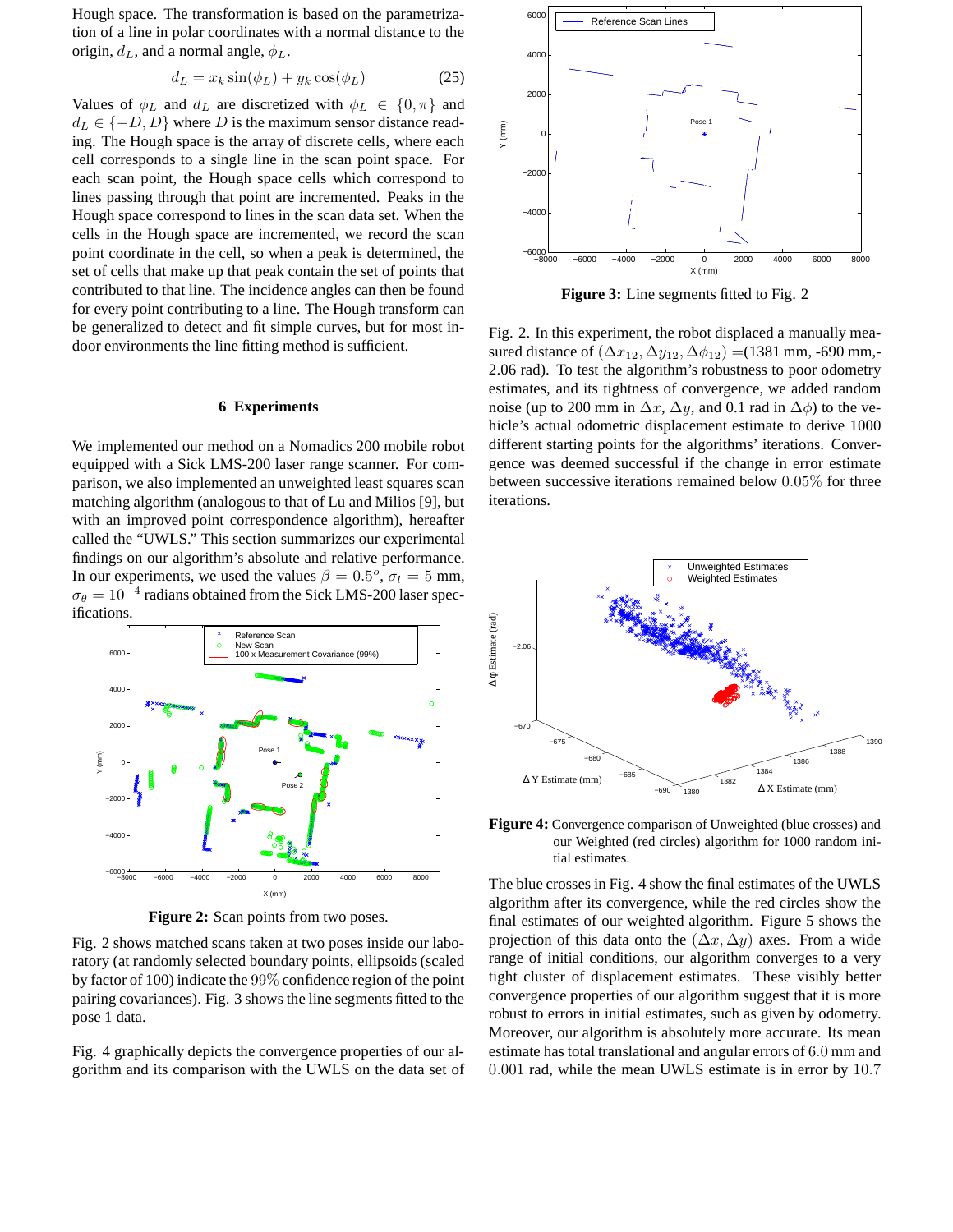Hough space. The transformation is based on the parametrization of a line in polar coordinates with a normal distance to the origin, $d_L$, and a normal angle, $\phi_L$.

$$d_L = x_k \sin(\phi_L) + y_k \cos(\phi_L) \tag{25}$$

Values of $\phi_L$ and $d_L$ are discretized with $\phi_L \in \{0, \pi\}$ and $d_L \in \{-D, D\}$ where $D$ is the maximum sensor distance reading. The Hough space is the array of discrete cells, where each cell corresponds to a single line in the scan point space. For each scan point, the Hough space cells which correspond to lines passing through that point are incremented. Peaks in the Hough space correspond to lines in the scan data set. When the cells in the Hough space are incremented, we record the scan point coordinate in the cell, so when a peak is determined, the set of cells that make up that peak contain the set of points that contributed to that line. The incidence angles can then be found for every point contributing to a line. The Hough transform can be generalized to detect and fit simple curves, but for most indoor environments the line fitting method is sufficient.

## 6 Experiments

We implemented our method on a Nomadics 200 mobile robot equipped with a Sick LMS-200 laser range scanner. For comparison, we also implemented an unweighted least squares scan matching algorithm (analogous to that of Lu and Milios [9], but with an improved point correspondence algorithm), hereafter called the "UWLS." This section summarizes our experimental findings on our algorithm's absolute and relative performance. In our experiments, we used the values $\beta = 0.5^o$, $\sigma_l = 5$ mm, $\sigma_\theta = 10^{-4}$ radians obtained from the Sick LMS-200 laser specifications.

**Figure 2:** Scan points from two poses.

Fig. 2 shows matched scans taken at two poses inside our laboratory (at randomly selected boundary points, ellipsoids (scaled by factor of 100) indicate the 99% confidence region of the point pairing covariances). Fig. 3 shows the line segments fitted to the pose 1 data.

Fig. 4 graphically depicts the convergence properties of our algorithm and its comparison with the UWLS on the data set of

**Figure 3:** Line segments fitted to Fig. 2

Fig. 2. In this experiment, the robot displaced a manually measured distance of $(\Delta x_{12}, \Delta y_{12}, \Delta\phi_{12}) =$(1381 mm, -690 mm,-2.06 rad). To test the algorithm's robustness to poor odometry estimates, and its tightness of convergence, we added random noise (up to 200 mm in $\Delta x$, $\Delta y$, and 0.1 rad in $\Delta\phi$) to the vehicle's actual odometric displacement estimate to derive 1000 different starting points for the algorithms' iterations. Convergence was deemed successful if the change in error estimate between successive iterations remained below 0.05% for three iterations.

**Figure 4:** Convergence comparison of Unweighted (blue crosses) and our Weighted (red circles) algorithm for 1000 random initial estimates.

The blue crosses in Fig. 4 show the final estimates of the UWLS algorithm after its convergence, while the red circles show the final estimates of our weighted algorithm. Figure 5 shows the projection of this data onto the $(\Delta x, \Delta y)$ axes. From a wide range of initial conditions, our algorithm converges to a very tight cluster of displacement estimates. These visibly better convergence properties of our algorithm suggest that it is more robust to errors in initial estimates, such as given by odometry. Moreover, our algorithm is absolutely more accurate. Its mean estimate has total translational and angular errors of 6.0 mm and 0.001 rad, while the mean UWLS estimate is in error by 10.7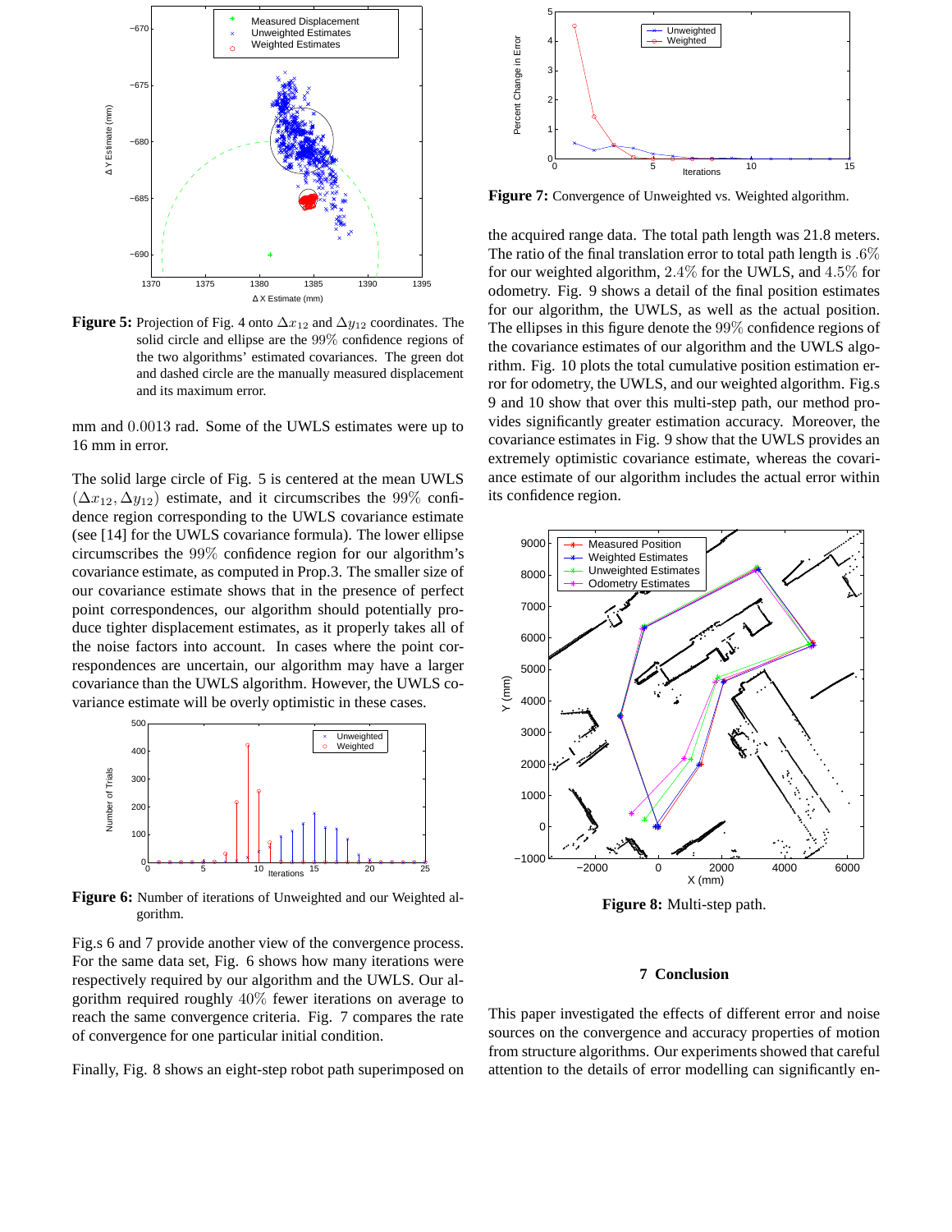**Figure 5:** Projection of Fig. 4 onto $\Delta x_{12}$ and $\Delta y_{12}$ coordinates. The solid circle and ellipse are the 99% confidence regions of the two algorithms' estimated covariances. The green dot and dashed circle are the manually measured displacement and its maximum error.

mm and $0.0013$ rad. Some of the UWLS estimates were up to 16 mm in error.

The solid large circle of Fig. 5 is centered at the mean UWLS $(\Delta x_{12}, \Delta y_{12})$ estimate, and it circumscribes the 99% confidence region corresponding to the UWLS covariance estimate (see [14] for the UWLS covariance formula). The lower ellipse circumscribes the 99% confidence region for our algorithm's covariance estimate, as computed in Prop.3. The smaller size of our covariance estimate shows that in the presence of perfect point correspondences, our algorithm should potentially produce tighter displacement estimates, as it properly takes all of the noise factors into account. In cases where the point correspondences are uncertain, our algorithm may have a larger covariance than the UWLS algorithm. However, the UWLS covariance estimate will be overly optimistic in these cases.

**Figure 6:** Number of iterations of Unweighted and our Weighted algorithm.

Fig.s 6 and 7 provide another view of the convergence process. For the same data set, Fig. 6 shows how many iterations were respectively required by our algorithm and the UWLS. Our algorithm required roughly 40% fewer iterations on average to reach the same convergence criteria. Fig. 7 compares the rate of convergence for one particular initial condition.

Finally, Fig. 8 shows an eight-step robot path superimposed on

**Figure 7:** Convergence of Unweighted vs. Weighted algorithm.

the acquired range data. The total path length was 21.8 meters. The ratio of the final translation error to total path length is .6% for our weighted algorithm, 2.4% for the UWLS, and 4.5% for odometry. Fig. 9 shows a detail of the final position estimates for our algorithm, the UWLS, as well as the actual position. The ellipses in this figure denote the 99% confidence regions of the covariance estimates of our algorithm and the UWLS algorithm. Fig. 10 plots the total cumulative position estimation error for odometry, the UWLS, and our weighted algorithm. Fig.s 9 and 10 show that over this multi-step path, our method provides significantly greater estimation accuracy. Moreover, the covariance estimates in Fig. 9 show that the UWLS provides an extremely optimistic covariance estimate, whereas the covariance estimate of our algorithm includes the actual error within its confidence region.

**Figure 8:** Multi-step path.

## 7 Conclusion

This paper investigated the effects of different error and noise sources on the convergence and accuracy properties of motion from structure algorithms. Our experiments showed that careful attention to the details of error modelling can significantly en-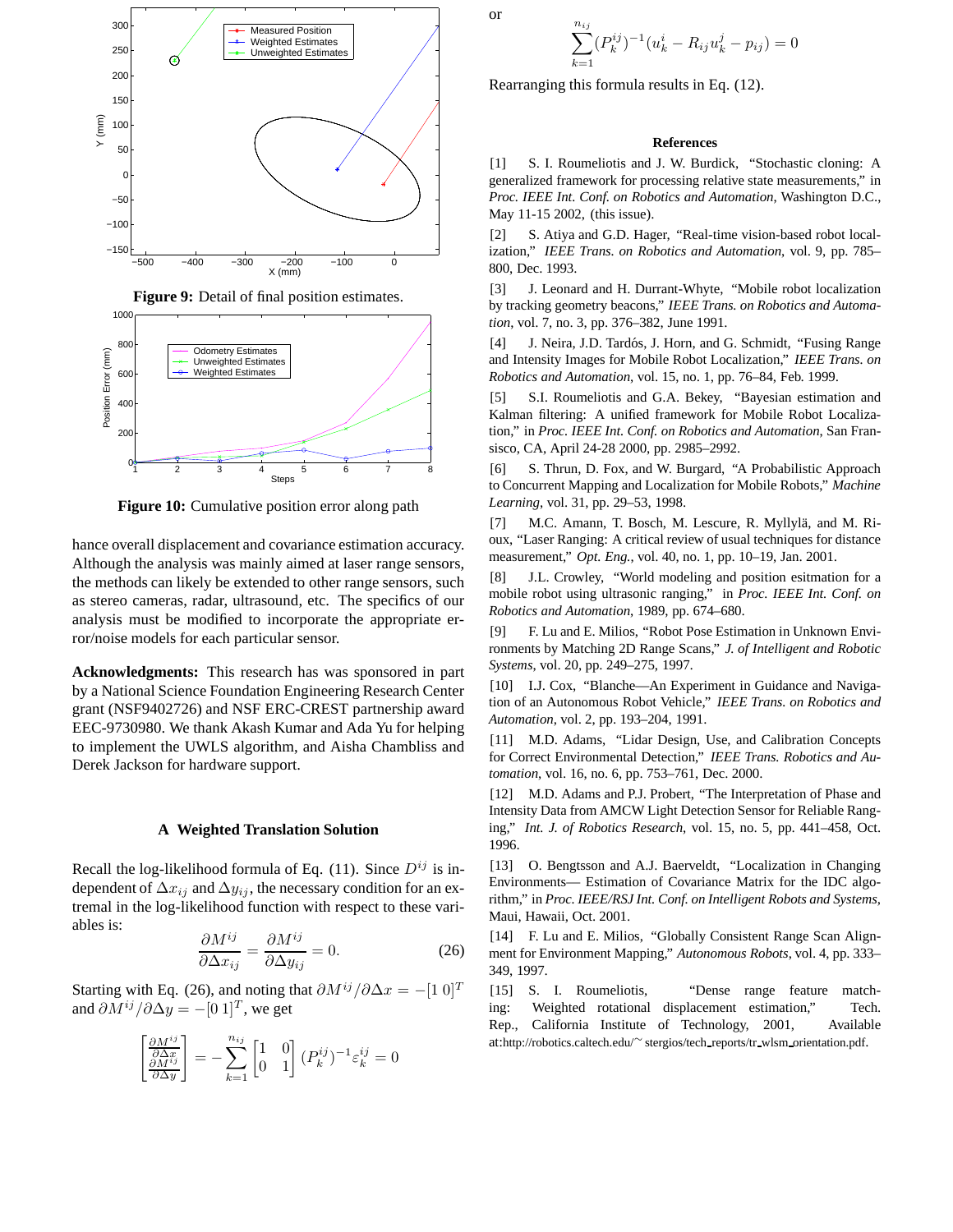Measured Position
Weighted Estimates
Unweighted Estimates

Y (mm)

X (mm)

300
250
200
150
100
50
0
−50
−100
−150

−500 −400 −300 −200 −100 0

**Figure 9:** Detail of final position estimates.

Odometry Estimates
Unweighted Estimates
Weighted Estimates

Position Error (mm)

Steps

1000
800
600
400
200
0

1 2 3 4 5 6 7 8

**Figure 10:** Cumulative position error along path

hance overall displacement and covariance estimation accuracy. Although the analysis was mainly aimed at laser range sensors, the methods can likely be extended to other range sensors, such as stereo cameras, radar, ultrasound, etc. The specifics of our analysis must be modified to incorporate the appropriate error/noise models for each particular sensor.

**Acknowledgments:** This research has was sponsored in part by a National Science Foundation Engineering Research Center grant (NSF9402726) and NSF ERC-CREST partnership award EEC-9730980. We thank Akash Kumar and Ada Yu for helping to implement the UWLS algorithm, and Aisha Chambliss and Derek Jackson for hardware support.

## A Weighted Translation Solution

Recall the log-likelihood formula of Eq. (11). Since $D^{ij}$ is independent of $\Delta x_{ij}$ and $\Delta y_{ij}$, the necessary condition for an extremal in the log-likelihood function with respect to these variables is:

$$\frac{\partial M^{ij}}{\partial \Delta x_{ij}} = \frac{\partial M^{ij}}{\partial \Delta y_{ij}} = 0. \tag{26}$$

Starting with Eq. (26), and noting that $\partial M^{ij}/\partial \Delta x = -[1\ 0]^T$ and $\partial M^{ij}/\partial \Delta y = -[0\ 1]^T$, we get

$$\begin{bmatrix} \frac{\partial M^{ij}}{\partial \Delta x} \\ \frac{\partial M^{ij}}{\partial \Delta y} \end{bmatrix} = -\sum_{k=1}^{n_{ij}} \begin{bmatrix} 1 & 0 \\ 0 & 1 \end{bmatrix} (P_k^{ij})^{-1} \varepsilon_k^{ij} = 0$$

or

$$\sum_{k=1}^{n_{ij}} (P_k^{ij})^{-1} (u_k^i - R_{ij} u_k^j - p_{ij}) = 0$$

Rearranging this formula results in Eq. (12).

## References

[1] S. I. Roumeliotis and J. W. Burdick, "Stochastic cloning: A generalized framework for processing relative state measurements," in *Proc. IEEE Int. Conf. on Robotics and Automation*, Washington D.C., May 11-15 2002, (this issue).

[2] S. Atiya and G.D. Hager, "Real-time vision-based robot localization," *IEEE Trans. on Robotics and Automation*, vol. 9, pp. 785–800, Dec. 1993.

[3] J. Leonard and H. Durrant-Whyte, "Mobile robot localization by tracking geometry beacons," *IEEE Trans. on Robotics and Automation*, vol. 7, no. 3, pp. 376–382, June 1991.

[4] J. Neira, J.D. Tardós, J. Horn, and G. Schmidt, "Fusing Range and Intensity Images for Mobile Robot Localization," *IEEE Trans. on Robotics and Automation*, vol. 15, no. 1, pp. 76–84, Feb. 1999.

[5] S.I. Roumeliotis and G.A. Bekey, "Bayesian estimation and Kalman filtering: A unified framework for Mobile Robot Localization," in *Proc. IEEE Int. Conf. on Robotics and Automation*, San Francisco, CA, April 24-28 2000, pp. 2985–2992.

[6] S. Thrun, D. Fox, and W. Burgard, "A Probabilistic Approach to Concurrent Mapping and Localization for Mobile Robots," *Machine Learning*, vol. 31, pp. 29–53, 1998.

[7] M.C. Amann, T. Bosch, M. Lescure, R. Myllylä, and M. Rioux, "Laser Ranging: A critical review of usual techniques for distance measurement," *Opt. Eng.*, vol. 40, no. 1, pp. 10–19, Jan. 2001.

[8] J.L. Crowley, "World modeling and position esitmation for a mobile robot using ultrasonic ranging," in *Proc. IEEE Int. Conf. on Robotics and Automation*, 1989, pp. 674–680.

[9] F. Lu and E. Milios, "Robot Pose Estimation in Unknown Environments by Matching 2D Range Scans," *J. of Intelligent and Robotic Systems*, vol. 20, pp. 249–275, 1997.

[10] I.J. Cox, "Blanche—An Experiment in Guidance and Navigation of an Autonomous Robot Vehicle," *IEEE Trans. on Robotics and Automation*, vol. 2, pp. 193–204, 1991.

[11] M.D. Adams, "Lidar Design, Use, and Calibration Concepts for Correct Environmental Detection," *IEEE Trans. Robotics and Automation*, vol. 16, no. 6, pp. 753–761, Dec. 2000.

[12] M.D. Adams and P.J. Probert, "The Interpretation of Phase and Intensity Data from AMCW Light Detection Sensor for Reliable Ranging," *Int. J. of Robotics Research*, vol. 15, no. 5, pp. 441–458, Oct. 1996.

[13] O. Bengtsson and A.J. Baerveldt, "Localization in Changing Environments— Estimation of Covariance Matrix for the IDC algorithm," in *Proc. IEEE/RSJ Int. Conf. on Intelligent Robots and Systems*, Maui, Hawaii, Oct. 2001.

[14] F. Lu and E. Milios, "Globally Consistent Range Scan Alignment for Environment Mapping," *Autonomous Robots*, vol. 4, pp. 333–349, 1997.

[15] S. I. Roumeliotis, "Dense range feature matching: Weighted rotational displacement estimation," Tech. Rep., California Institute of Technology, 2001, Available at:http://robotics.caltech.edu/~stergios/tech_reports/tr_wlsm_orientation.pdf.